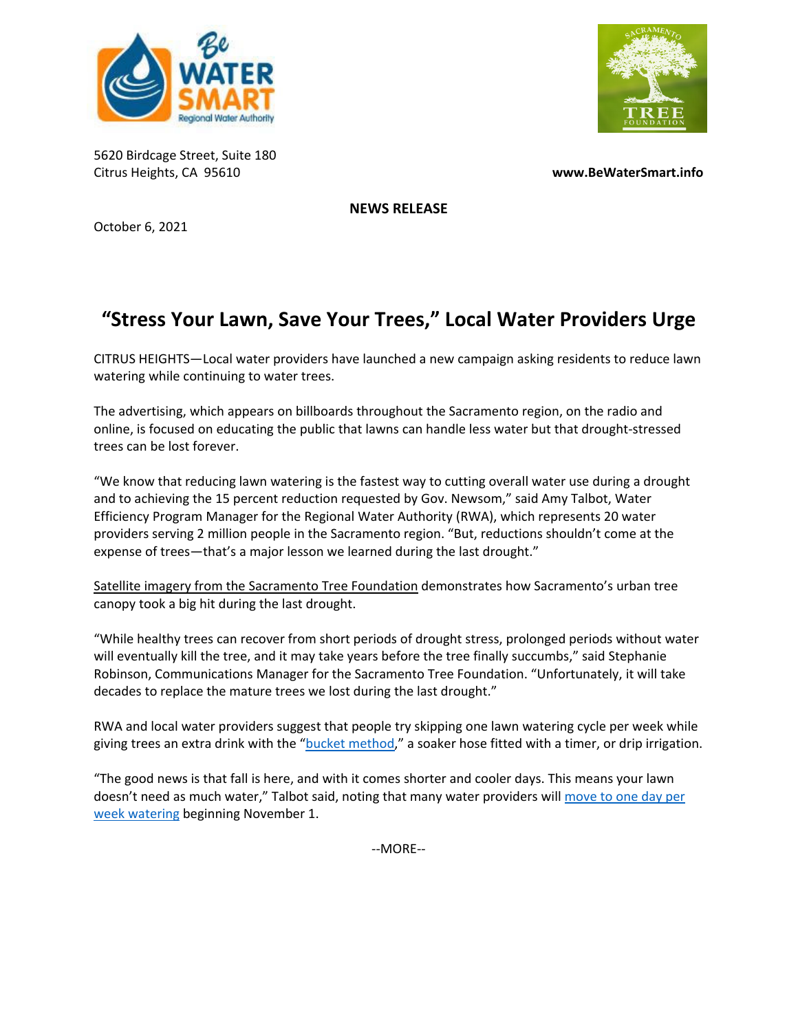5620 Birdcage Street, Suite 180
Citrus Heights, CA 95610

**www.BeWaterSmart.info**

**NEWS RELEASE**

October 6, 2021

# "Stress Your Lawn, Save Your Trees," Local Water Providers Urge

CITRUS HEIGHTS—Local water providers have launched a new campaign asking residents to reduce lawn watering while continuing to water trees.

The advertising, which appears on billboards throughout the Sacramento region, on the radio and online, is focused on educating the public that lawns can handle less water but that drought-stressed trees can be lost forever.

"We know that reducing lawn watering is the fastest way to cutting overall water use during a drought and to achieving the 15 percent reduction requested by Gov. Newsom," said Amy Talbot, Water Efficiency Program Manager for the Regional Water Authority (RWA), which represents 20 water providers serving 2 million people in the Sacramento region. "But, reductions shouldn't come at the expense of trees—that's a major lesson we learned during the last drought."

Satellite imagery from the Sacramento Tree Foundation demonstrates how Sacramento's urban tree canopy took a big hit during the last drought.

"While healthy trees can recover from short periods of drought stress, prolonged periods without water will eventually kill the tree, and it may take years before the tree finally succumbs," said Stephanie Robinson, Communications Manager for the Sacramento Tree Foundation. "Unfortunately, it will take decades to replace the mature trees we lost during the last drought."

RWA and local water providers suggest that people try skipping one lawn watering cycle per week while giving trees an extra drink with the "bucket method," a soaker hose fitted with a timer, or drip irrigation.

"The good news is that fall is here, and with it comes shorter and cooler days. This means your lawn doesn't need as much water," Talbot said, noting that many water providers will move to one day per week watering beginning November 1.

--MORE--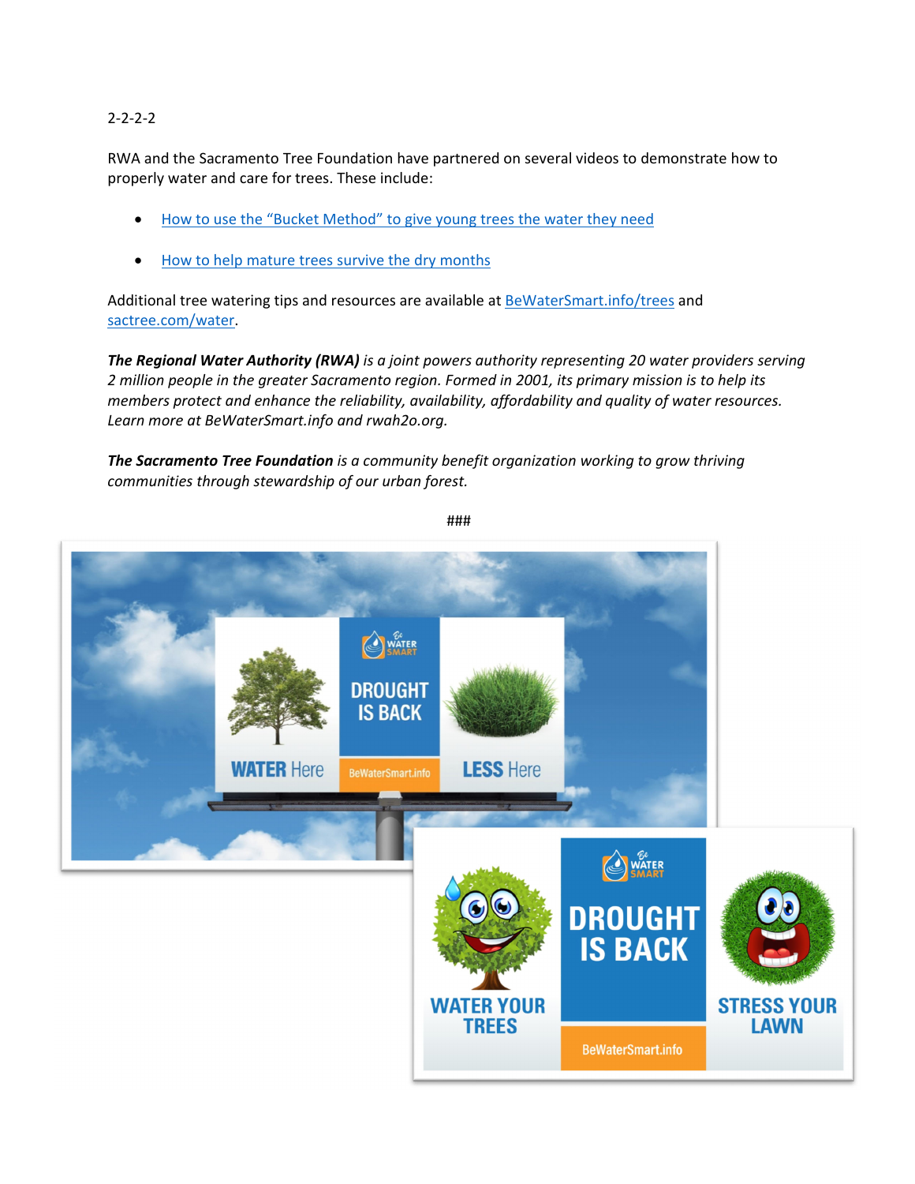2-2-2-2

RWA and the Sacramento Tree Foundation have partnered on several videos to demonstrate how to properly water and care for trees. These include:

- How to use the "Bucket Method" to give young trees the water they need
- How to help mature trees survive the dry months

Additional tree watering tips and resources are available at BeWaterSmart.info/trees and sactree.com/water.

***The Regional Water Authority (RWA)*** *is a joint powers authority representing 20 water providers serving 2 million people in the greater Sacramento region. Formed in 2001, its primary mission is to help its members protect and enhance the reliability, availability, affordability and quality of water resources. Learn more at BeWaterSmart.info and rwah2o.org.*

***The Sacramento Tree Foundation*** *is a community benefit organization working to grow thriving communities through stewardship of our urban forest.*

###

WATER Here

DROUGHT IS BACK

BeWaterSmart.info

LESS Here

WATER YOUR TREES

DROUGHT IS BACK

BeWaterSmart.info

STRESS YOUR LAWN